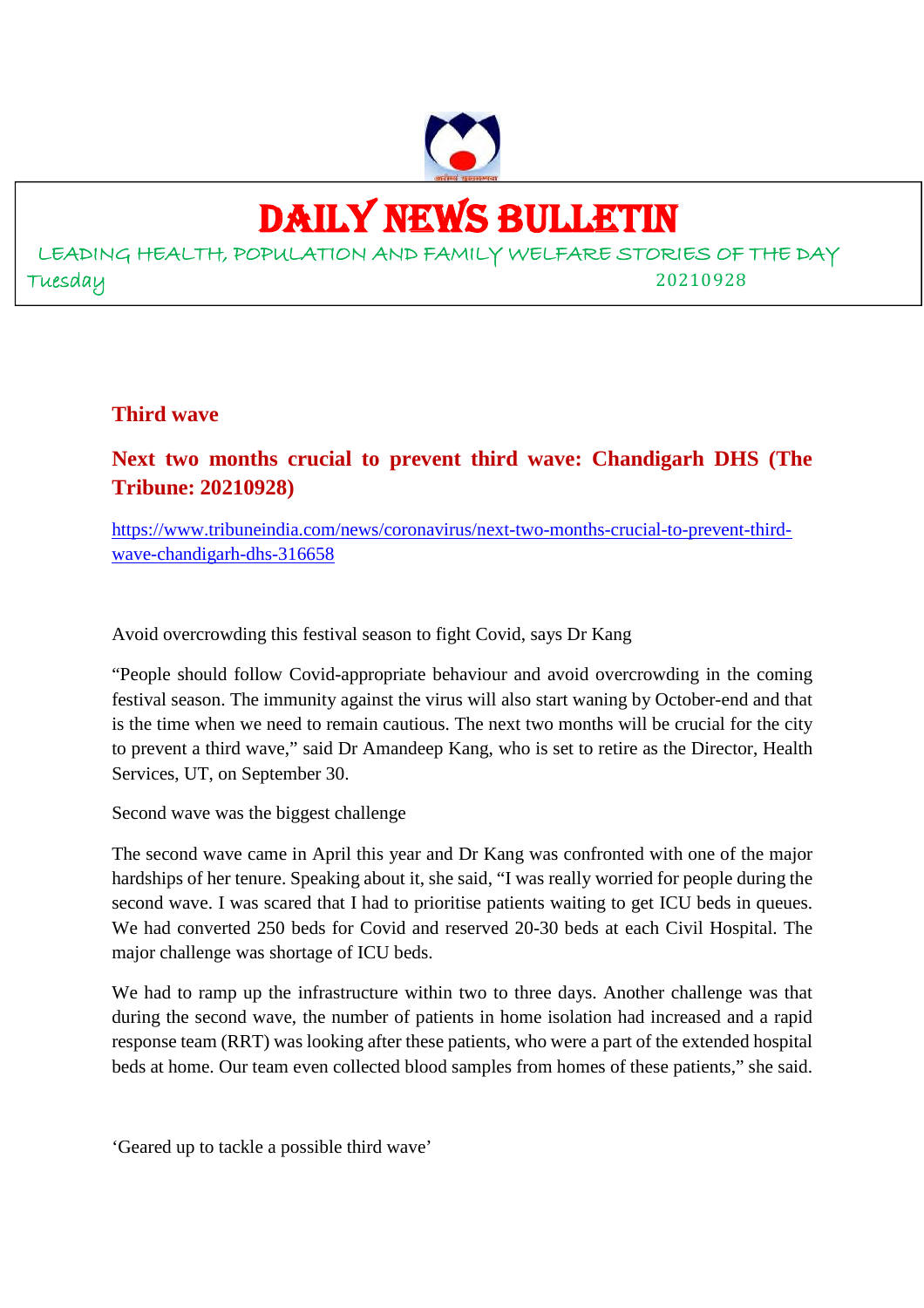# DAILY NEWS BULLETIN

LEADING HEALTH, POPULATION AND FAMILY WELFARE STORIES OF THE DAY

Tuesday 20210928

## Third wave

### Next two months crucial to prevent third wave: Chandigarh DHS (The Tribune: 20210928)

https://www.tribuneindia.com/news/coronavirus/next-two-months-crucial-to-prevent-third-wave-chandigarh-dhs-316658

Avoid overcrowding this festival season to fight Covid, says Dr Kang

"People should follow Covid-appropriate behaviour and avoid overcrowding in the coming festival season. The immunity against the virus will also start waning by October-end and that is the time when we need to remain cautious. The next two months will be crucial for the city to prevent a third wave," said Dr Amandeep Kang, who is set to retire as the Director, Health Services, UT, on September 30.

Second wave was the biggest challenge

The second wave came in April this year and Dr Kang was confronted with one of the major hardships of her tenure. Speaking about it, she said, "I was really worried for people during the second wave. I was scared that I had to prioritise patients waiting to get ICU beds in queues. We had converted 250 beds for Covid and reserved 20-30 beds at each Civil Hospital. The major challenge was shortage of ICU beds.

We had to ramp up the infrastructure within two to three days. Another challenge was that during the second wave, the number of patients in home isolation had increased and a rapid response team (RRT) was looking after these patients, who were a part of the extended hospital beds at home. Our team even collected blood samples from homes of these patients," she said.

'Geared up to tackle a possible third wave'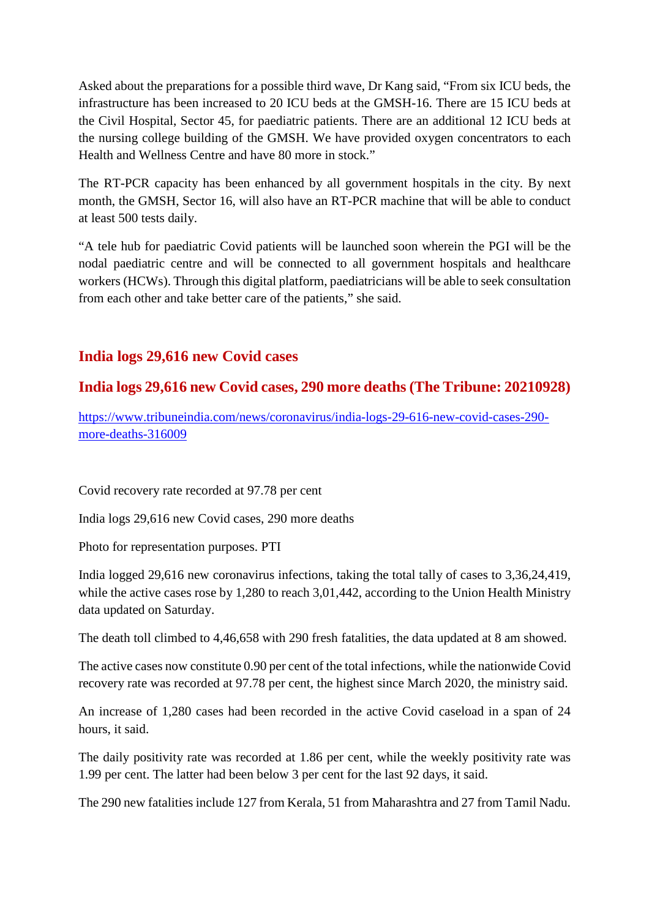Asked about the preparations for a possible third wave, Dr Kang said, "From six ICU beds, the infrastructure has been increased to 20 ICU beds at the GMSH-16. There are 15 ICU beds at the Civil Hospital, Sector 45, for paediatric patients. There are an additional 12 ICU beds at the nursing college building of the GMSH. We have provided oxygen concentrators to each Health and Wellness Centre and have 80 more in stock."

The RT-PCR capacity has been enhanced by all government hospitals in the city. By next month, the GMSH, Sector 16, will also have an RT-PCR machine that will be able to conduct at least 500 tests daily.

"A tele hub for paediatric Covid patients will be launched soon wherein the PGI will be the nodal paediatric centre and will be connected to all government hospitals and healthcare workers (HCWs). Through this digital platform, paediatricians will be able to seek consultation from each other and take better care of the patients," she said.

## India logs 29,616 new Covid cases

## India logs 29,616 new Covid cases, 290 more deaths (The Tribune: 20210928)

https://www.tribuneindia.com/news/coronavirus/india-logs-29-616-new-covid-cases-290-more-deaths-316009

Covid recovery rate recorded at 97.78 per cent

India logs 29,616 new Covid cases, 290 more deaths

Photo for representation purposes. PTI

India logged 29,616 new coronavirus infections, taking the total tally of cases to 3,36,24,419, while the active cases rose by 1,280 to reach 3,01,442, according to the Union Health Ministry data updated on Saturday.

The death toll climbed to 4,46,658 with 290 fresh fatalities, the data updated at 8 am showed.

The active cases now constitute 0.90 per cent of the total infections, while the nationwide Covid recovery rate was recorded at 97.78 per cent, the highest since March 2020, the ministry said.

An increase of 1,280 cases had been recorded in the active Covid caseload in a span of 24 hours, it said.

The daily positivity rate was recorded at 1.86 per cent, while the weekly positivity rate was 1.99 per cent. The latter had been below 3 per cent for the last 92 days, it said.

The 290 new fatalities include 127 from Kerala, 51 from Maharashtra and 27 from Tamil Nadu.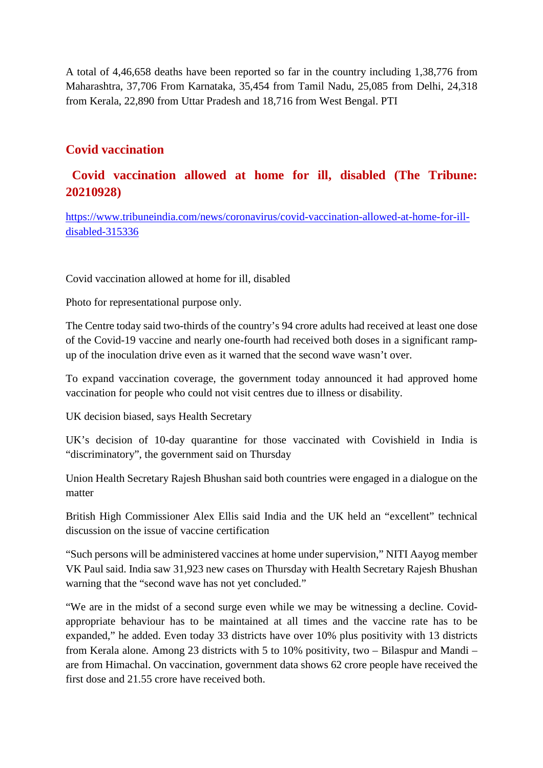A total of 4,46,658 deaths have been reported so far in the country including 1,38,776 from Maharashtra, 37,706 From Karnataka, 35,454 from Tamil Nadu, 25,085 from Delhi, 24,318 from Kerala, 22,890 from Uttar Pradesh and 18,716 from West Bengal. PTI

## Covid vaccination

### Covid vaccination allowed at home for ill, disabled (The Tribune: 20210928)

https://www.tribuneindia.com/news/coronavirus/covid-vaccination-allowed-at-home-for-ill-disabled-315336

Covid vaccination allowed at home for ill, disabled

Photo for representational purpose only.

The Centre today said two-thirds of the country's 94 crore adults had received at least one dose of the Covid-19 vaccine and nearly one-fourth had received both doses in a significant ramp-up of the inoculation drive even as it warned that the second wave wasn't over.

To expand vaccination coverage, the government today announced it had approved home vaccination for people who could not visit centres due to illness or disability.

UK decision biased, says Health Secretary

UK's decision of 10-day quarantine for those vaccinated with Covishield in India is "discriminatory", the government said on Thursday

Union Health Secretary Rajesh Bhushan said both countries were engaged in a dialogue on the matter

British High Commissioner Alex Ellis said India and the UK held an "excellent" technical discussion on the issue of vaccine certification

"Such persons will be administered vaccines at home under supervision," NITI Aayog member VK Paul said. India saw 31,923 new cases on Thursday with Health Secretary Rajesh Bhushan warning that the "second wave has not yet concluded."

"We are in the midst of a second surge even while we may be witnessing a decline. Covid-appropriate behaviour has to be maintained at all times and the vaccine rate has to be expanded," he added. Even today 33 districts have over 10% plus positivity with 13 districts from Kerala alone. Among 23 districts with 5 to 10% positivity, two – Bilaspur and Mandi – are from Himachal. On vaccination, government data shows 62 crore people have received the first dose and 21.55 crore have received both.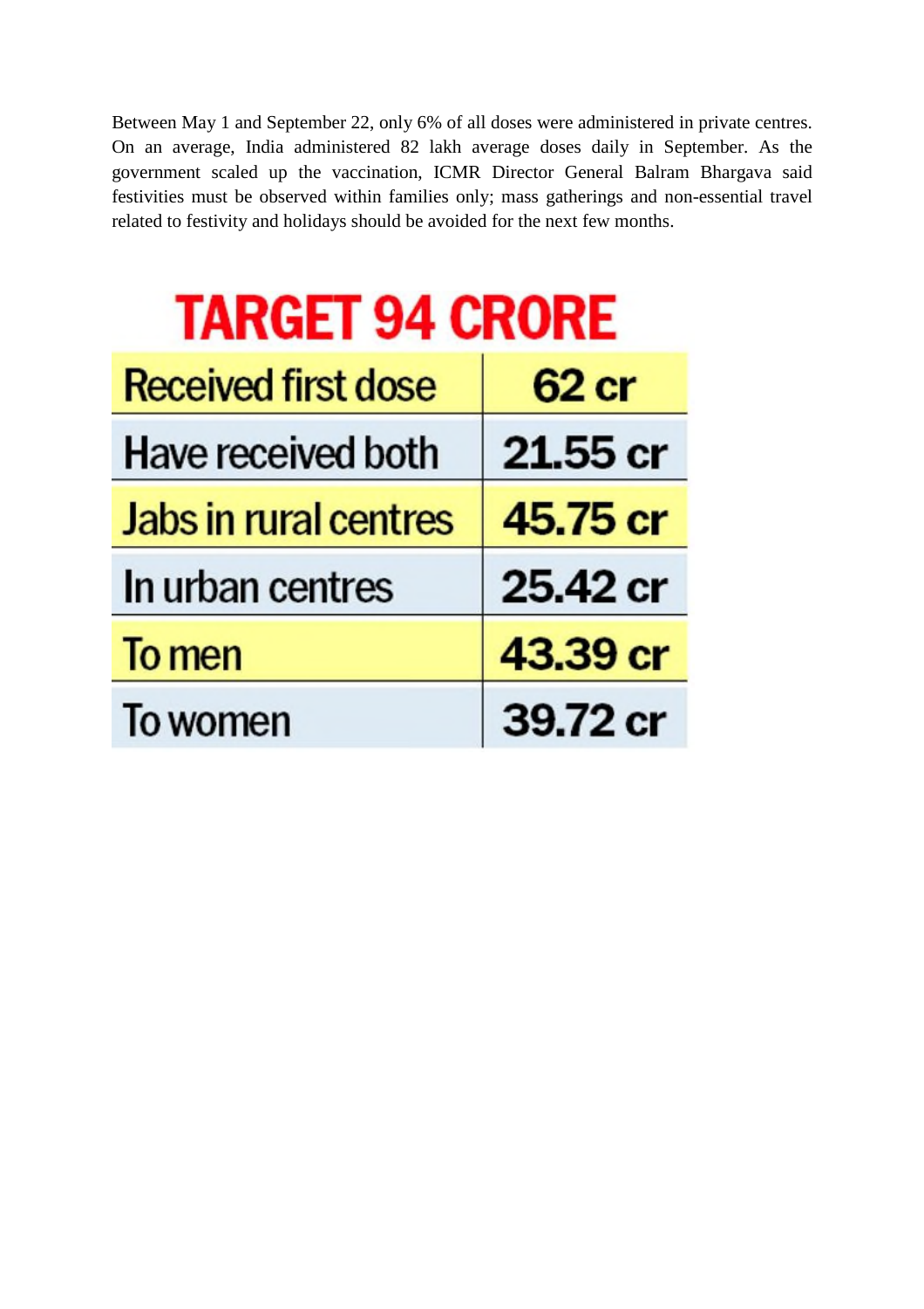Between May 1 and September 22, only 6% of all doses were administered in private centres. On an average, India administered 82 lakh average doses daily in September. As the government scaled up the vaccination, ICMR Director General Balram Bhargava said festivities must be observed within families only; mass gatherings and non-essential travel related to festivity and holidays should be avoided for the next few months.

## TARGET 94 CRORE

| | |
|---|---|
| Received first dose | 62 cr |
| Have received both | 21.55 cr |
| Jabs in rural centres | 45.75 cr |
| In urban centres | 25.42 cr |
| To men | 43.39 cr |
| To women | 39.72 cr |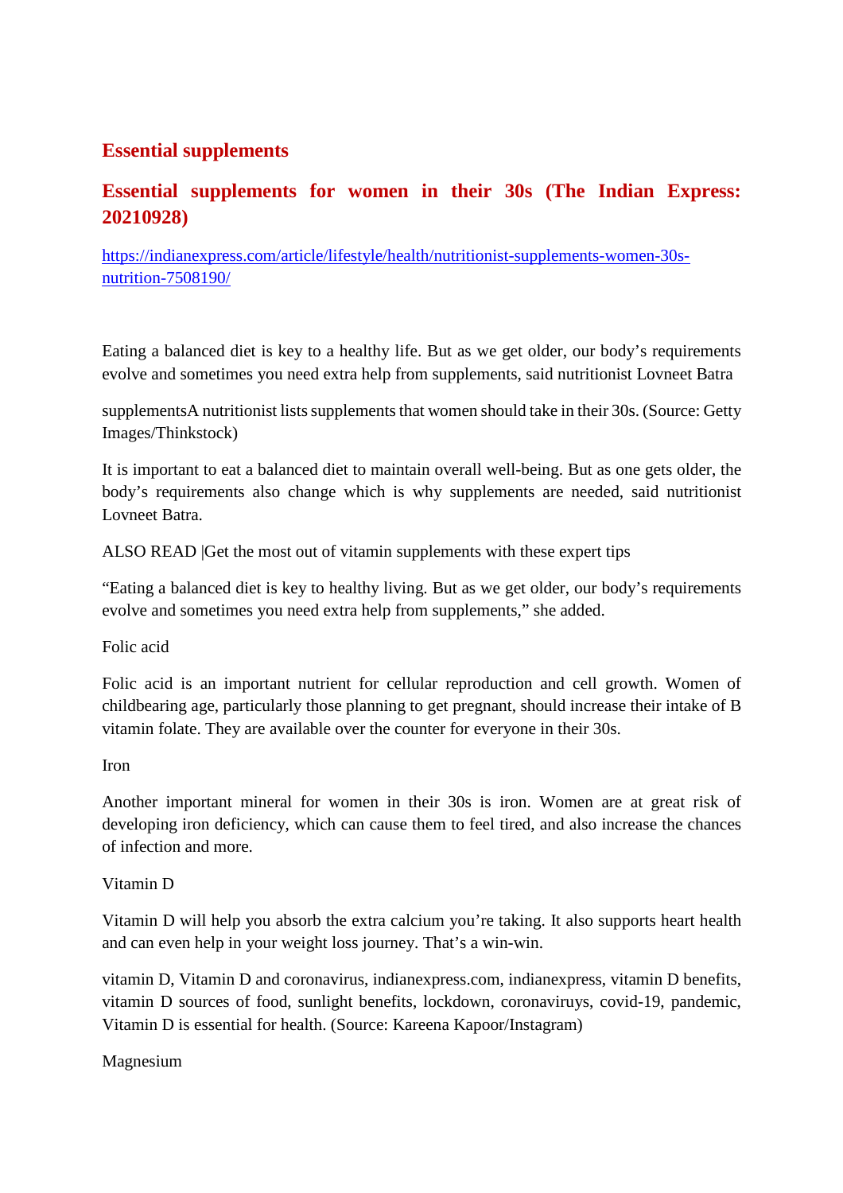## Essential supplements

## Essential supplements for women in their 30s (The Indian Express: 20210928)

[https://indianexpress.com/article/lifestyle/health/nutritionist-supplements-women-30s-nutrition-7508190/](https://indianexpress.com/article/lifestyle/health/nutritionist-supplements-women-30s-nutrition-7508190/)

Eating a balanced diet is key to a healthy life. But as we get older, our body's requirements evolve and sometimes you need extra help from supplements, said nutritionist Lovneet Batra

supplementsA nutritionist lists supplements that women should take in their 30s. (Source: Getty Images/Thinkstock)

It is important to eat a balanced diet to maintain overall well-being. But as one gets older, the body's requirements also change which is why supplements are needed, said nutritionist Lovneet Batra.

ALSO READ |Get the most out of vitamin supplements with these expert tips

"Eating a balanced diet is key to healthy living. But as we get older, our body's requirements evolve and sometimes you need extra help from supplements," she added.

Folic acid

Folic acid is an important nutrient for cellular reproduction and cell growth. Women of childbearing age, particularly those planning to get pregnant, should increase their intake of B vitamin folate. They are available over the counter for everyone in their 30s.

Iron

Another important mineral for women in their 30s is iron. Women are at great risk of developing iron deficiency, which can cause them to feel tired, and also increase the chances of infection and more.

Vitamin D

Vitamin D will help you absorb the extra calcium you're taking. It also supports heart health and can even help in your weight loss journey. That's a win-win.

vitamin D, Vitamin D and coronavirus, indianexpress.com, indianexpress, vitamin D benefits, vitamin D sources of food, sunlight benefits, lockdown, coronaviruys, covid-19, pandemic, Vitamin D is essential for health. (Source: Kareena Kapoor/Instagram)

Magnesium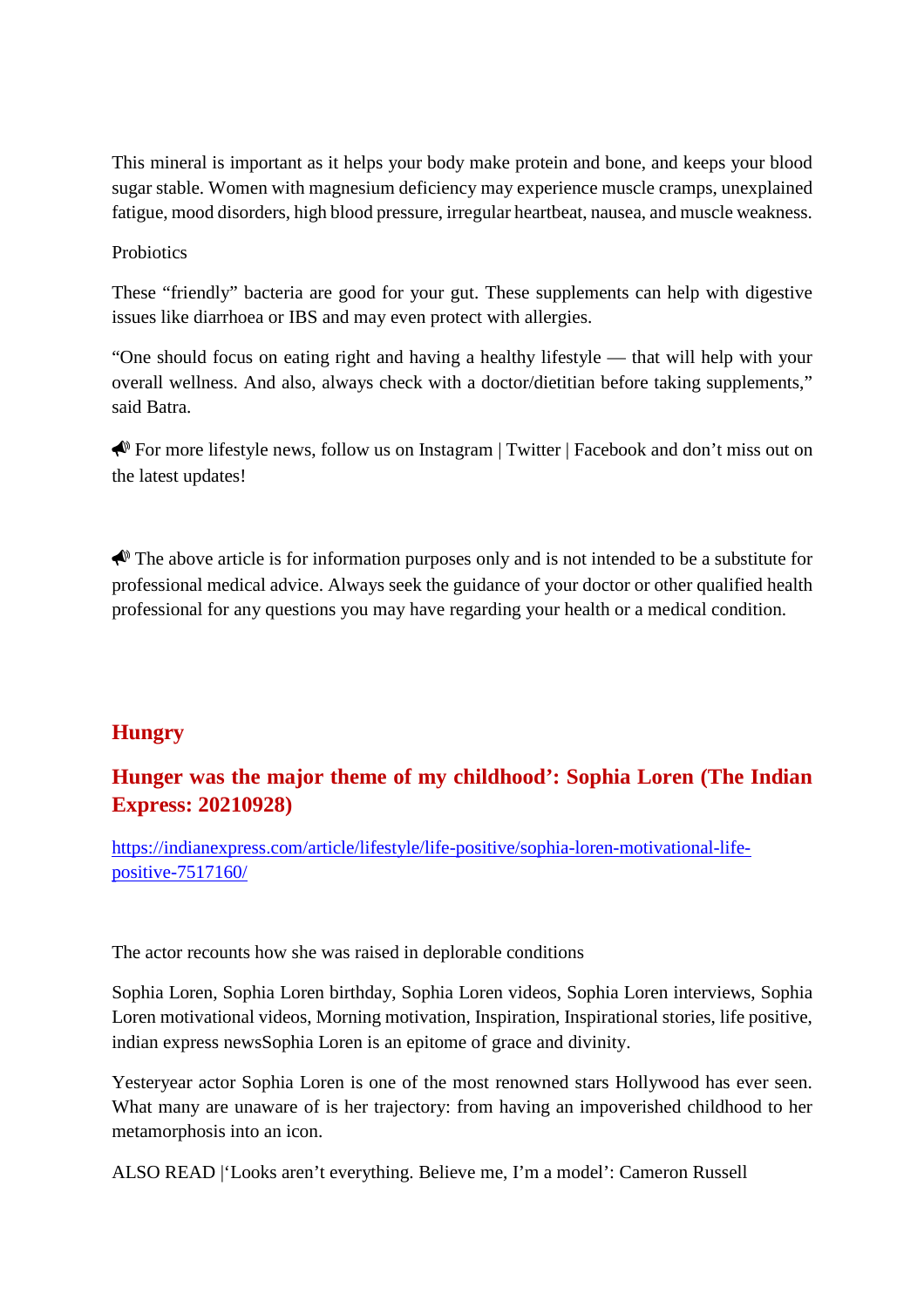This mineral is important as it helps your body make protein and bone, and keeps your blood sugar stable. Women with magnesium deficiency may experience muscle cramps, unexplained fatigue, mood disorders, high blood pressure, irregular heartbeat, nausea, and muscle weakness.

Probiotics

These "friendly" bacteria are good for your gut. These supplements can help with digestive issues like diarrhoea or IBS and may even protect with allergies.

"One should focus on eating right and having a healthy lifestyle — that will help with your overall wellness. And also, always check with a doctor/dietitian before taking supplements," said Batra.

📣 For more lifestyle news, follow us on Instagram | Twitter | Facebook and don't miss out on the latest updates!

📣 The above article is for information purposes only and is not intended to be a substitute for professional medical advice. Always seek the guidance of your doctor or other qualified health professional for any questions you may have regarding your health or a medical condition.

## Hungry

## Hunger was the major theme of my childhood': Sophia Loren (The Indian Express: 20210928)

https://indianexpress.com/article/lifestyle/life-positive/sophia-loren-motivational-life-positive-7517160/

The actor recounts how she was raised in deplorable conditions

Sophia Loren, Sophia Loren birthday, Sophia Loren videos, Sophia Loren interviews, Sophia Loren motivational videos, Morning motivation, Inspiration, Inspirational stories, life positive, indian express newsSophia Loren is an epitome of grace and divinity.

Yesteryear actor Sophia Loren is one of the most renowned stars Hollywood has ever seen. What many are unaware of is her trajectory: from having an impoverished childhood to her metamorphosis into an icon.

ALSO READ |'Looks aren't everything. Believe me, I'm a model': Cameron Russell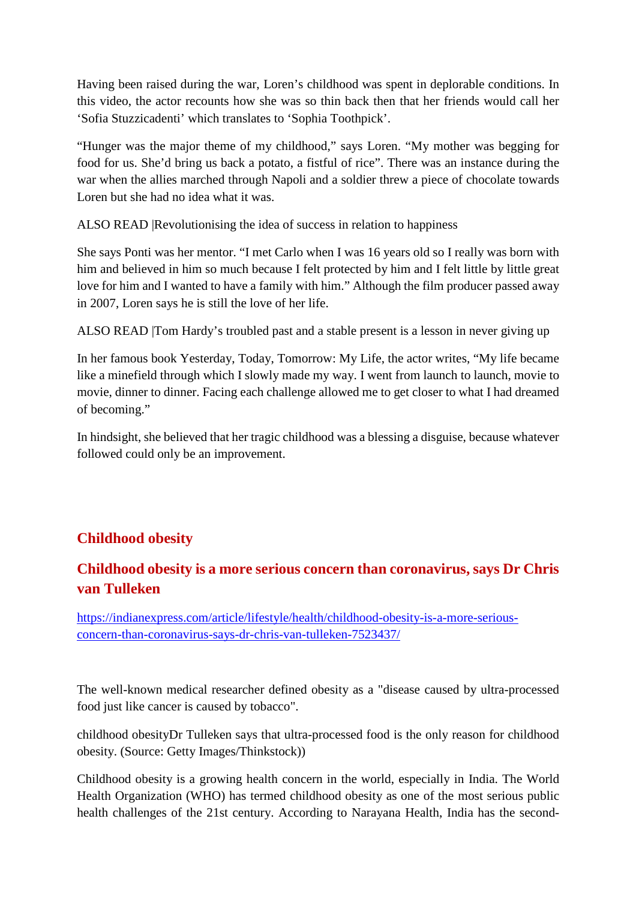Having been raised during the war, Loren's childhood was spent in deplorable conditions. In this video, the actor recounts how she was so thin back then that her friends would call her 'Sofia Stuzzicadenti' which translates to 'Sophia Toothpick'.

"Hunger was the major theme of my childhood," says Loren. "My mother was begging for food for us. She'd bring us back a potato, a fistful of rice". There was an instance during the war when the allies marched through Napoli and a soldier threw a piece of chocolate towards Loren but she had no idea what it was.

ALSO READ |Revolutionising the idea of success in relation to happiness

She says Ponti was her mentor. "I met Carlo when I was 16 years old so I really was born with him and believed in him so much because I felt protected by him and I felt little by little great love for him and I wanted to have a family with him." Although the film producer passed away in 2007, Loren says he is still the love of her life.

ALSO READ |Tom Hardy's troubled past and a stable present is a lesson in never giving up

In her famous book Yesterday, Today, Tomorrow: My Life, the actor writes, "My life became like a minefield through which I slowly made my way. I went from launch to launch, movie to movie, dinner to dinner. Facing each challenge allowed me to get closer to what I had dreamed of becoming."

In hindsight, she believed that her tragic childhood was a blessing a disguise, because whatever followed could only be an improvement.

## Childhood obesity

## Childhood obesity is a more serious concern than coronavirus, says Dr Chris van Tulleken

https://indianexpress.com/article/lifestyle/health/childhood-obesity-is-a-more-serious-concern-than-coronavirus-says-dr-chris-van-tulleken-7523437/

The well-known medical researcher defined obesity as a "disease caused by ultra-processed food just like cancer is caused by tobacco".

childhood obesityDr Tulleken says that ultra-processed food is the only reason for childhood obesity. (Source: Getty Images/Thinkstock))

Childhood obesity is a growing health concern in the world, especially in India. The World Health Organization (WHO) has termed childhood obesity as one of the most serious public health challenges of the 21st century. According to Narayana Health, India has the second-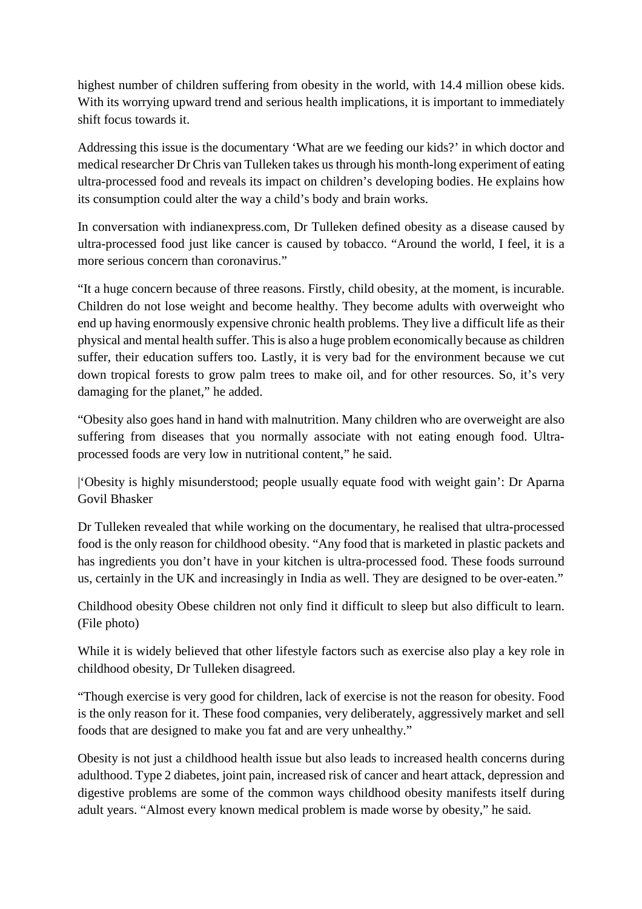highest number of children suffering from obesity in the world, with 14.4 million obese kids. With its worrying upward trend and serious health implications, it is important to immediately shift focus towards it.

Addressing this issue is the documentary 'What are we feeding our kids?' in which doctor and medical researcher Dr Chris van Tulleken takes us through his month-long experiment of eating ultra-processed food and reveals its impact on children's developing bodies. He explains how its consumption could alter the way a child's body and brain works.

In conversation with indianexpress.com, Dr Tulleken defined obesity as a disease caused by ultra-processed food just like cancer is caused by tobacco. "Around the world, I feel, it is a more serious concern than coronavirus."

"It a huge concern because of three reasons. Firstly, child obesity, at the moment, is incurable. Children do not lose weight and become healthy. They become adults with overweight who end up having enormously expensive chronic health problems. They live a difficult life as their physical and mental health suffer. This is also a huge problem economically because as children suffer, their education suffers too. Lastly, it is very bad for the environment because we cut down tropical forests to grow palm trees to make oil, and for other resources. So, it's very damaging for the planet," he added.

"Obesity also goes hand in hand with malnutrition. Many children who are overweight are also suffering from diseases that you normally associate with not eating enough food. Ultra-processed foods are very low in nutritional content," he said.

|'Obesity is highly misunderstood; people usually equate food with weight gain': Dr Aparna Govil Bhasker

Dr Tulleken revealed that while working on the documentary, he realised that ultra-processed food is the only reason for childhood obesity. "Any food that is marketed in plastic packets and has ingredients you don't have in your kitchen is ultra-processed food. These foods surround us, certainly in the UK and increasingly in India as well. They are designed to be over-eaten."

Childhood obesity Obese children not only find it difficult to sleep but also difficult to learn. (File photo)

While it is widely believed that other lifestyle factors such as exercise also play a key role in childhood obesity, Dr Tulleken disagreed.

"Though exercise is very good for children, lack of exercise is not the reason for obesity. Food is the only reason for it. These food companies, very deliberately, aggressively market and sell foods that are designed to make you fat and are very unhealthy."

Obesity is not just a childhood health issue but also leads to increased health concerns during adulthood. Type 2 diabetes, joint pain, increased risk of cancer and heart attack, depression and digestive problems are some of the common ways childhood obesity manifests itself during adult years. "Almost every known medical problem is made worse by obesity," he said.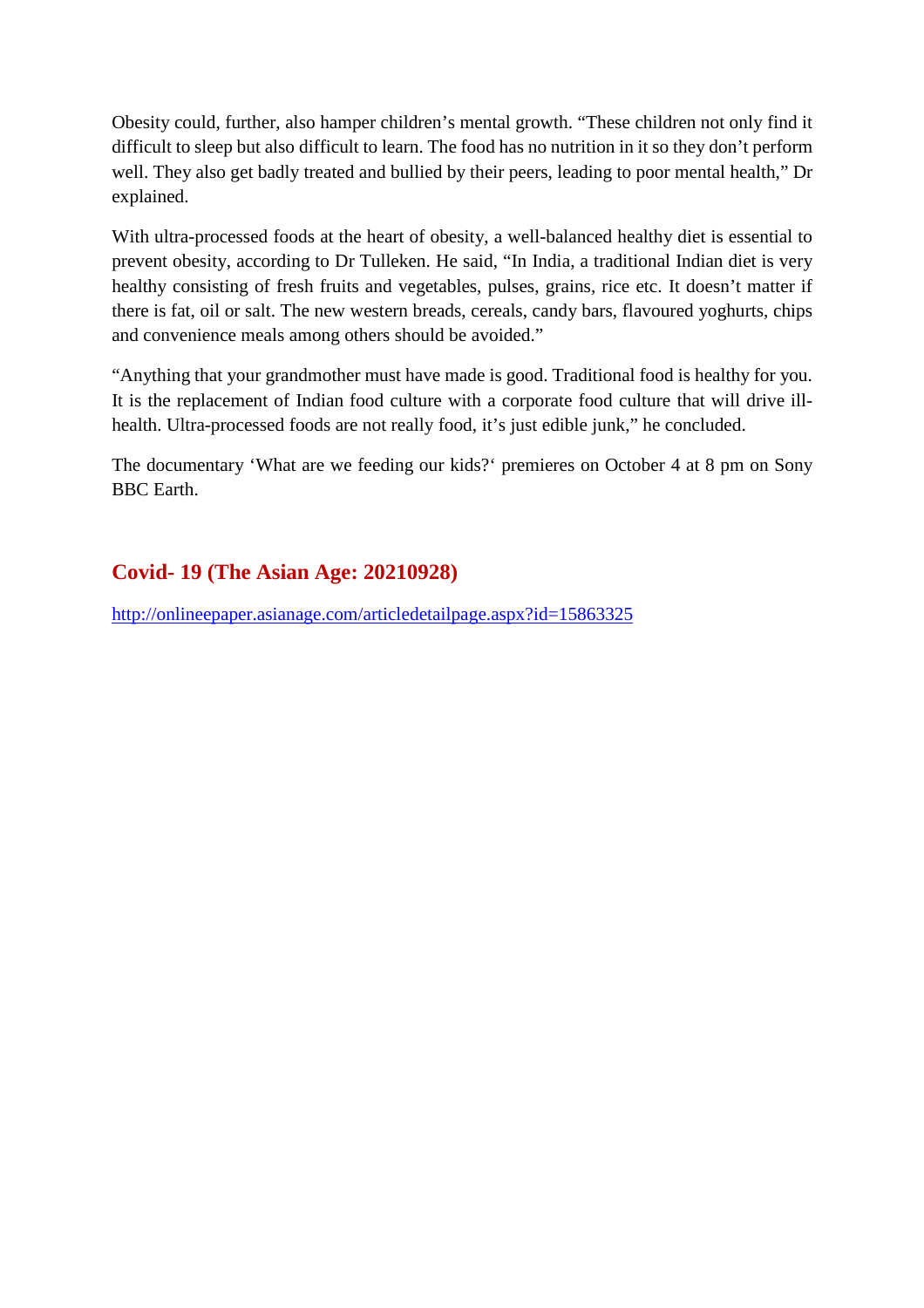Obesity could, further, also hamper children's mental growth. "These children not only find it difficult to sleep but also difficult to learn. The food has no nutrition in it so they don't perform well. They also get badly treated and bullied by their peers, leading to poor mental health," Dr explained.

With ultra-processed foods at the heart of obesity, a well-balanced healthy diet is essential to prevent obesity, according to Dr Tulleken. He said, "In India, a traditional Indian diet is very healthy consisting of fresh fruits and vegetables, pulses, grains, rice etc. It doesn't matter if there is fat, oil or salt. The new western breads, cereals, candy bars, flavoured yoghurts, chips and convenience meals among others should be avoided."

"Anything that your grandmother must have made is good. Traditional food is healthy for you. It is the replacement of Indian food culture with a corporate food culture that will drive ill-health. Ultra-processed foods are not really food, it's just edible junk," he concluded.

The documentary 'What are we feeding our kids?' premieres on October 4 at 8 pm on Sony BBC Earth.

## Covid- 19 (The Asian Age: 20210928)

http://onlineepaper.asianage.com/articledetailpage.aspx?id=15863325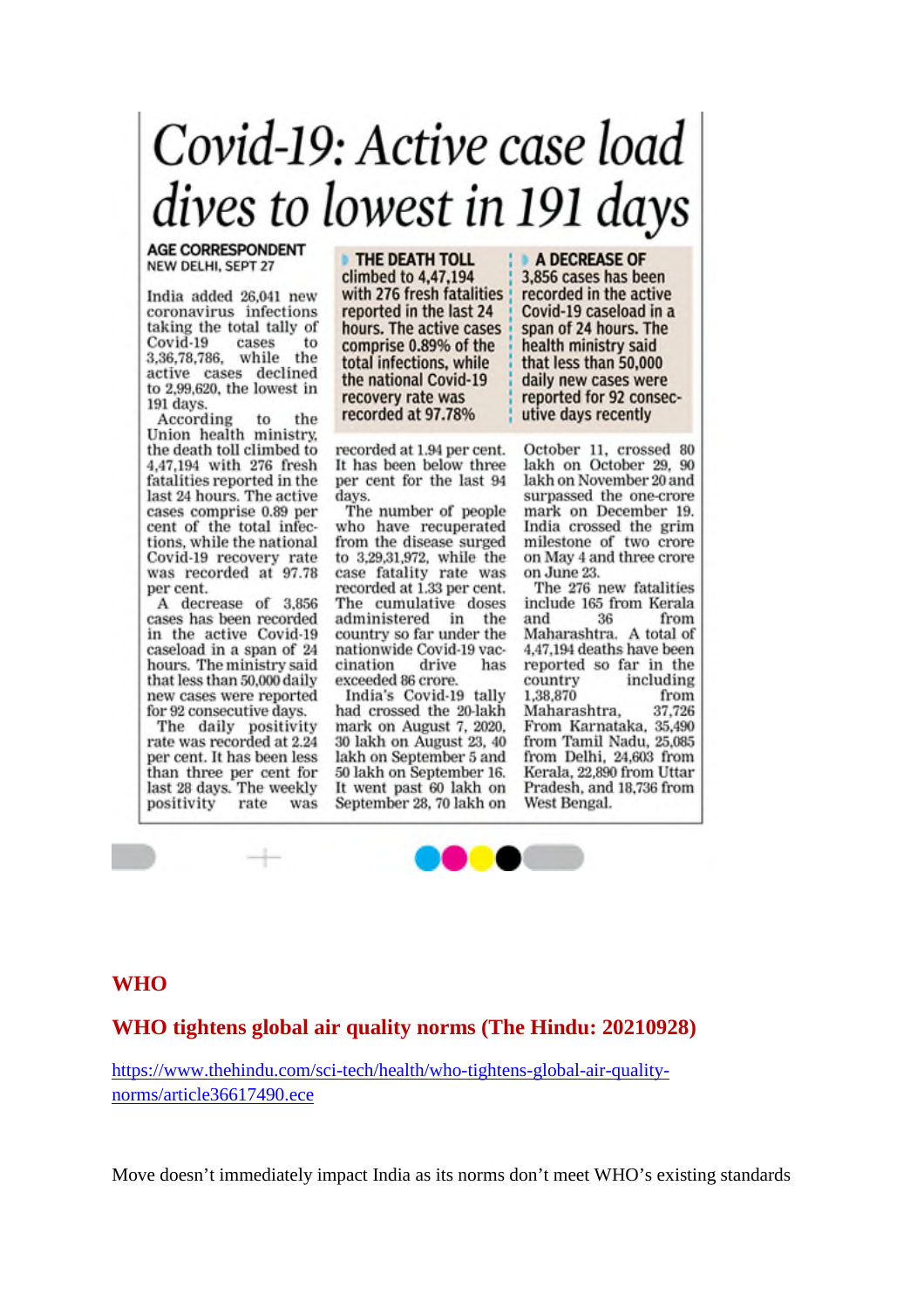# Covid-19: Active case load dives to lowest in 191 days

AGE CORRESPONDENT
NEW DELHI, SEPT 27

India added 26,041 new coronavirus infections taking the total tally of Covid-19 cases to 3,36,78,786, while the active cases declined to 2,99,620, the lowest in 191 days.

According to the Union health ministry, the death toll climbed to 4,47,194 with 276 fresh fatalities reported in the last 24 hours. The active cases comprise 0.89 per cent of the total infections, while the national Covid-19 recovery rate was recorded at 97.78 per cent.

A decrease of 3,856 cases has been recorded in the active Covid-19 caseload in a span of 24 hours. The ministry said that less than 50,000 daily new cases were reported for 92 consecutive days.

The daily positivity rate was recorded at 2.24 per cent. It has been less than three per cent for last 28 days. The weekly positivity rate was recorded at 1.94 per cent. It has been below three per cent for the last 94 days.

**THE DEATH TOLL climbed to 4,47,194 with 276 fresh fatalities reported in the last 24 hours. The active cases comprise 0.89% of the total infections, while the national Covid-19 recovery rate was recorded at 97.78%**

**A DECREASE OF 3,856 cases has been recorded in the active Covid-19 caseload in a span of 24 hours. The health ministry said that less than 50,000 daily new cases were reported for 92 consecutive days recently**

The number of people who have recuperated from the disease surged to 3,29,31,972, while the case fatality rate was recorded at 1.33 per cent.

The cumulative doses administered in the country so far under the nationwide Covid-19 vaccination drive has exceeded 86 crore.

India's Covid-19 tally had crossed the 20-lakh mark on August 7, 2020, 30 lakh on August 23, 40 lakh on September 5 and 50 lakh on September 16. It went past 60 lakh on September 28, 70 lakh on October 11, crossed 80 lakh on October 29, 90 lakh on November 20 and surpassed the one-crore mark on December 19. India crossed the grim milestone of two crore on May 4 and three crore on June 23.

The 276 new fatalities include 165 from Kerala and 36 from Maharashtra. A total of 4,47,194 deaths have been reported so far in the country including 1,38,870 from Maharashtra, 37,726 From Karnataka, 35,490 from Tamil Nadu, 25,085 from Delhi, 24,603 from Kerala, 22,890 from Uttar Pradesh, and 18,736 from West Bengal.

## WHO

## WHO tightens global air quality norms (The Hindu: 20210928)

https://www.thehindu.com/sci-tech/health/who-tightens-global-air-quality-norms/article36617490.ece

Move doesn't immediately impact India as its norms don't meet WHO's existing standards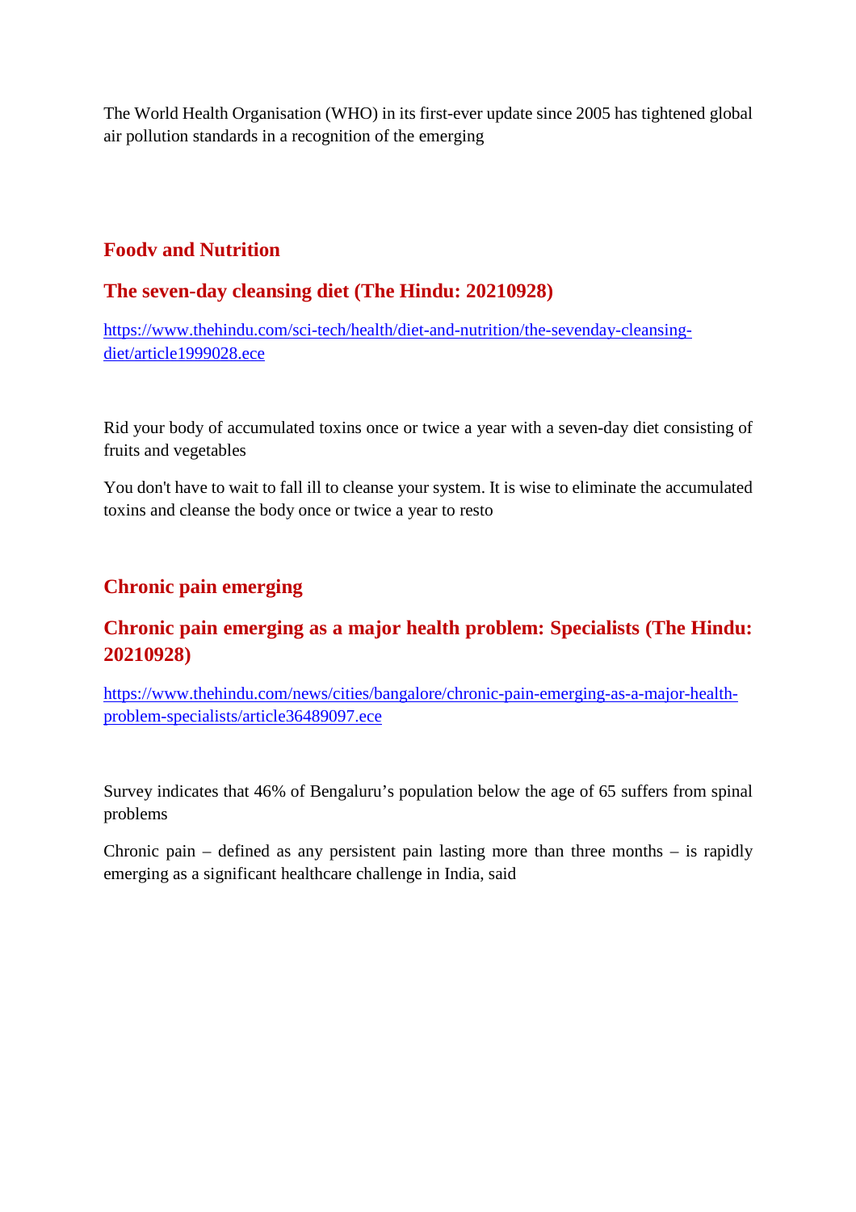The World Health Organisation (WHO) in its first-ever update since 2005 has tightened global air pollution standards in a recognition of the emerging

## Foodv and Nutrition

### The seven-day cleansing diet (The Hindu: 20210928)

[https://www.thehindu.com/sci-tech/health/diet-and-nutrition/the-sevenday-cleansing-diet/article1999028.ece](https://www.thehindu.com/sci-tech/health/diet-and-nutrition/the-sevenday-cleansing-diet/article1999028.ece)

Rid your body of accumulated toxins once or twice a year with a seven-day diet consisting of fruits and vegetables

You don't have to wait to fall ill to cleanse your system. It is wise to eliminate the accumulated toxins and cleanse the body once or twice a year to resto

## Chronic pain emerging

### Chronic pain emerging as a major health problem: Specialists (The Hindu: 20210928)

[https://www.thehindu.com/news/cities/bangalore/chronic-pain-emerging-as-a-major-health-problem-specialists/article36489097.ece](https://www.thehindu.com/news/cities/bangalore/chronic-pain-emerging-as-a-major-health-problem-specialists/article36489097.ece)

Survey indicates that 46% of Bengaluru's population below the age of 65 suffers from spinal problems

Chronic pain – defined as any persistent pain lasting more than three months – is rapidly emerging as a significant healthcare challenge in India, said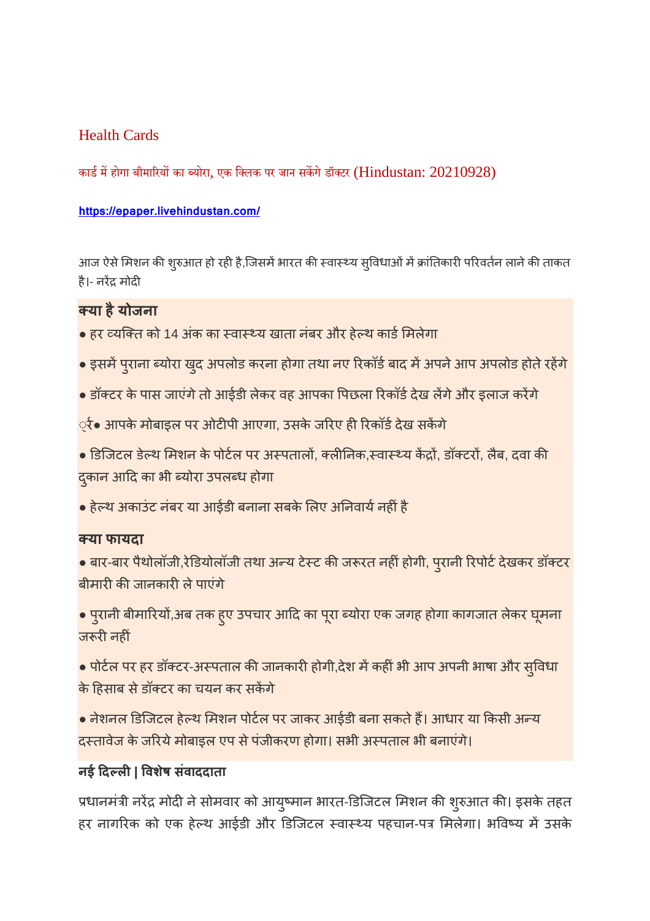## Health Cards

कार्ड में होगा बीमारियों का ब्योरा, एक क्लिक पर जान सकेंगे डॉक्टर (Hindustan: 20210928)

https://epaper.livehindustan.com/

आज ऐसे मिशन की शुरुआत हो रही है,जिसमें भारत की स्वास्थ्य सुविधाओं में क्रांतिकारी परिवर्तन लाने की ताकत है।- नरेंद्र मोदी

**क्या है योजना**

- हर व्यक्ति को 14 अंक का स्वास्थ्य खाता नंबर और हेल्थ कार्ड मिलेगा
- इसमें पुराना ब्योरा खुद अपलोड करना होगा तथा नए रिकॉर्ड बाद में अपने आप अपलोड होते रहेंगे
- डॉक्टर के पास जाएंगे तो आईडी लेकर वह आपका पिछला रिकॉर्ड देख लेंगे और इलाज करेंगे

्र्● आपके मोबाइल पर ओटीपी आएगा, उसके जरिए ही रिकॉर्ड देख सकेंगे

- डिजिटल डेल्थ मिशन के पोर्टल पर अस्पतालों, क्लीनिक,स्वास्थ्य केंद्रों, डॉक्टरों, लैब, दवा की दुकान आदि का भी ब्योरा उपलब्ध होगा
- हेल्थ अकाउंट नंबर या आईडी बनाना सबके लिए अनिवार्य नहीं है

**क्या फायदा**

- बार-बार पैथोलॉजी,रेडियोलॉजी तथा अन्य टेस्ट की जरूरत नहीं होगी, पुरानी रिपोर्ट देखकर डॉक्टर बीमारी की जानकारी ले पाएंगे
- पुरानी बीमारियों,अब तक हुए उपचार आदि का पूरा ब्योरा एक जगह होगा कागजात लेकर घूमना जरूरी नहीं
- पोर्टल पर हर डॉक्टर-अस्पताल की जानकारी होगी,देश में कहीं भी आप अपनी भाषा और सुविधा के हिसाब से डॉक्टर का चयन कर सकेंगे
- नेशनल डिजिटल हेल्थ मिशन पोर्टल पर जाकर आईडी बना सकते हैं। आधार या किसी अन्य दस्तावेज के जरिये मोबाइल एप से पंजीकरण होगा। सभी अस्पताल भी बनाएंगे।

**नई दिल्ली | विशेष संवाददाता**

प्रधानमंत्री नरेंद्र मोदी ने सोमवार को आयुष्मान भारत-डिजिटल मिशन की शुरुआत की। इसके तहत हर नागरिक को एक हेल्थ आईडी और डिजिटल स्वास्थ्य पहचान-पत्र मिलेगा। भविष्य में उसके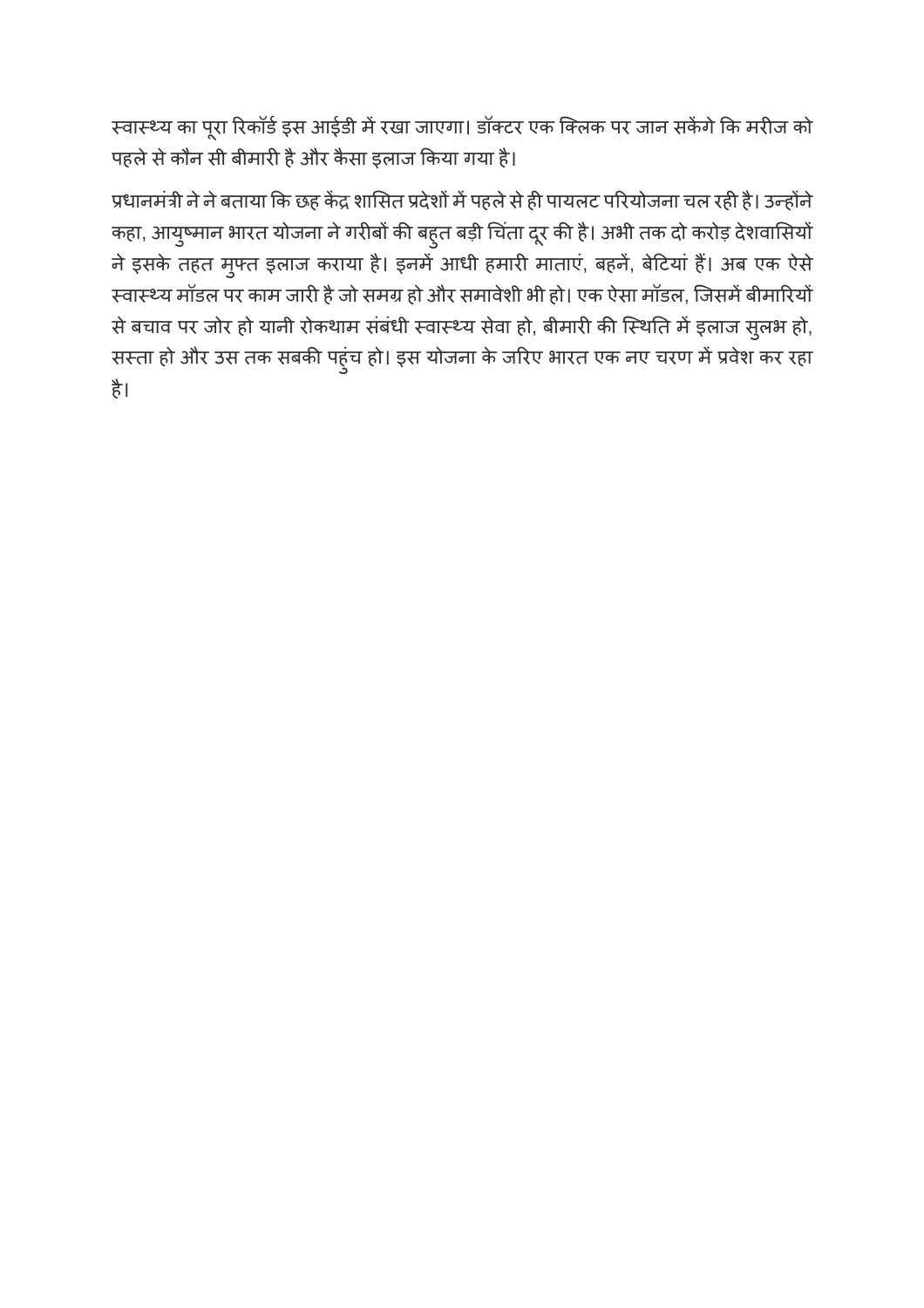स्वास्थ्य का पूरा रिकॉर्ड इस आईडी में रखा जाएगा। डॉक्टर एक क्लिक पर जान सकेंगे कि मरीज को पहले से कौन सी बीमारी है और कैसा इलाज किया गया है।

प्रधानमंत्री ने ने बताया कि छह केंद्र शासित प्रदेशों में पहले से ही पायलट परियोजना चल रही है। उन्होंने कहा, आयुष्मान भारत योजना ने गरीबों की बहुत बड़ी चिंता दूर की है। अभी तक दो करोड़ देशवासियों ने इसके तहत मुफ्त इलाज कराया है। इनमें आधी हमारी माताएं, बहनें, बेटियां हैं। अब एक ऐसे स्वास्थ्य मॉडल पर काम जारी है जो समग्र हो और समावेशी भी हो। एक ऐसा मॉडल, जिसमें बीमारियों से बचाव पर जोर हो यानी रोकथाम संबंधी स्वास्थ्य सेवा हो, बीमारी की स्थिति में इलाज सुलभ हो, सस्ता हो और उस तक सबकी पहुंच हो। इस योजना के जरिए भारत एक नए चरण में प्रवेश कर रहा है।